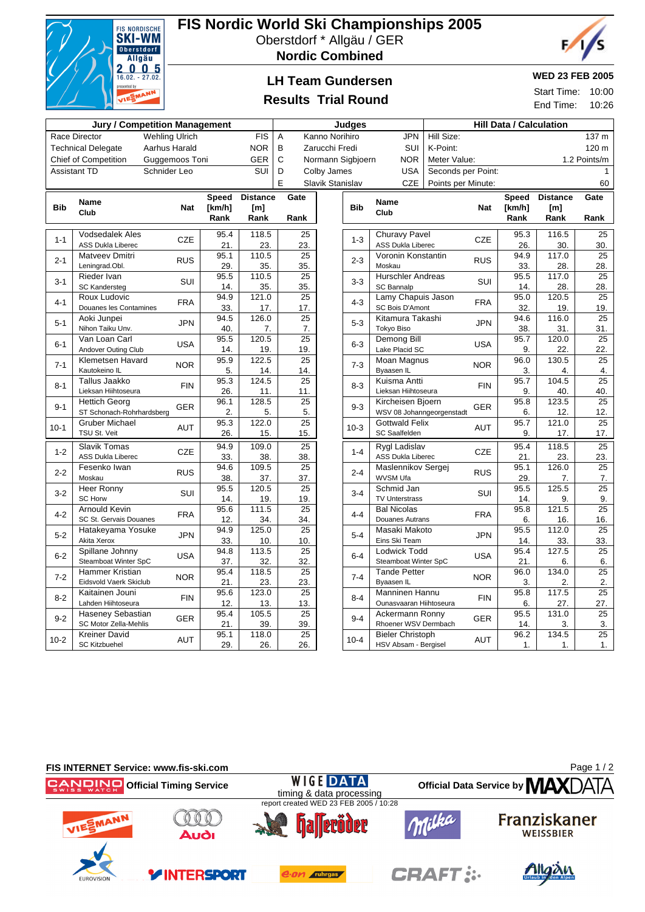# FIS Nordic World Ski Championships 2005

Oberstdorf * Allgäu / GER

**Nordic Combined**

## LH Team Gundersen

## Results Trial Round

**WED 23 FEB 2005**

Start Time: 10:00

End Time: 10:26

| Jury / Competition Management | | |
|---|---|---|
| Race Director | Wehling Ulrich | FIS |
| Technical Delegate | Aarhus Harald | NOR |
| Chief of Competition | Guggemoos Toni | GER |
| Assistant TD | Schnider Leo | SUI |

| Judges | | |
|---|---|---|
| A | Kanno Norihiro | JPN |
| B | Zarucchi Fredi | SUI |
| C | Normann Sigbjoern | NOR |
| D | Colby James | USA |
| E | Slavik Stanislav | CZE |

| Hill Data / Calculation | |
|---|---|
| Hill Size: | 137 m |
| K-Point: | 120 m |
| Meter Value: | 1.2 Points/m |
| Seconds per Point: | 1 |
| Points per Minute: | 60 |

| Bib | Name / Club | Nat | Speed [km/h] | Speed Rank | Distance [m] | Distance Rank | Gate | Gate Rank |
|---|---|---|---|---|---|---|---|---|
| 1-1 | Vodsedalek Ales / ASS Dukla Liberec | CZE | 95.4 | 21. | 118.5 | 23. | 25 | 23. |
| 2-1 | Matveev Dmitri / Leningrad.Obl. | RUS | 95.1 | 29. | 110.5 | 35. | 25 | 35. |
| 3-1 | Rieder Ivan / SC Kandersteg | SUI | 95.5 | 14. | 110.5 | 35. | 25 | 35. |
| 4-1 | Roux Ludovic / Douanes les Contamines | FRA | 94.9 | 33. | 121.0 | 17. | 25 | 17. |
| 5-1 | Aoki Junpei / Nihon Taiku Unv. | JPN | 94.5 | 40. | 126.0 | 7. | 25 | 7. |
| 6-1 | Van Loan Carl / Andover Outing Club | USA | 95.5 | 14. | 120.5 | 19. | 25 | 19. |
| 7-1 | Klemetsen Havard / Kautokeino IL | NOR | 95.9 | 5. | 122.5 | 14. | 25 | 14. |
| 8-1 | Tallus Jaakko / Lieksan Hiihtoseura | FIN | 95.3 | 26. | 124.5 | 11. | 25 | 11. |
| 9-1 | Hettich Georg / ST Schonach-Rohrhardsberg | GER | 96.1 | 2. | 128.5 | 5. | 25 | 5. |
| 10-1 | Gruber Michael / TSU St. Veit | AUT | 95.3 | 26. | 122.0 | 15. | 25 | 15. |
| 1-2 | Slavik Tomas / ASS Dukla Liberec | CZE | 94.9 | 33. | 109.0 | 38. | 25 | 38. |
| 2-2 | Fesenko Iwan / Moskau | RUS | 94.6 | 38. | 109.5 | 37. | 25 | 37. |
| 3-2 | Heer Ronny / SC Horw | SUI | 95.5 | 14. | 120.5 | 19. | 25 | 19. |
| 4-2 | Arnould Kevin / SC St. Gervais Douanes | FRA | 95.6 | 12. | 111.5 | 34. | 25 | 34. |
| 5-2 | Hatakeyama Yosuke / Akita Xerox | JPN | 94.9 | 33. | 125.0 | 10. | 25 | 10. |
| 6-2 | Spillane Johnny / Steamboat Winter SpC | USA | 94.8 | 37. | 113.5 | 32. | 25 | 32. |
| 7-2 | Hammer Kristian / Eidsvold Vaerk Skiclub | NOR | 95.4 | 21. | 118.5 | 23. | 25 | 23. |
| 8-2 | Kaitainen Jouni / Lahden Hiihtoseura | FIN | 95.6 | 12. | 123.0 | 13. | 25 | 13. |
| 9-2 | Haseney Sebastian / SC Motor Zella-Mehlis | GER | 95.4 | 21. | 105.5 | 39. | 25 | 39. |
| 10-2 | Kreiner David / SC Kitzbuehel | AUT | 95.1 | 29. | 118.0 | 26. | 25 | 26. |
| 1-3 | Churavy Pavel / ASS Dukla Liberec | CZE | 95.3 | 26. | 116.5 | 30. | 25 | 30. |
| 2-3 | Voronin Konstantin / Moskau | RUS | 94.9 | 33. | 117.0 | 28. | 25 | 28. |
| 3-3 | Hurschler Andreas / SC Bannalp | SUI | 95.5 | 14. | 117.0 | 28. | 25 | 28. |
| 4-3 | Lamy Chapuis Jason / SC Bois D'Amont | FRA | 95.0 | 32. | 120.5 | 19. | 25 | 19. |
| 5-3 | Kitamura Takashi / Tokyo Biso | JPN | 94.6 | 38. | 116.0 | 31. | 25 | 31. |
| 6-3 | Demong Bill / Lake Placid SC | USA | 95.7 | 9. | 120.0 | 22. | 25 | 22. |
| 7-3 | Moan Magnus / Byaasen IL | NOR | 96.0 | 3. | 130.5 | 4. | 25 | 4. |
| 8-3 | Kuisma Antti / Lieksan Hiihtoseura | FIN | 95.7 | 9. | 104.5 | 40. | 25 | 40. |
| 9-3 | Kircheisen Bjoern / WSV 08 Johanngeorgenstadt | GER | 95.8 | 6. | 123.5 | 12. | 25 | 12. |
| 10-3 | Gottwald Felix / SC Saalfelden | AUT | 95.7 | 9. | 121.0 | 17. | 25 | 17. |
| 1-4 | Rygl Ladislav / ASS Dukla Liberec | CZE | 95.4 | 21. | 118.5 | 23. | 25 | 23. |
| 2-4 | Maslennikov Sergej / WVSM Ufa | RUS | 95.1 | 29. | 126.0 | 7. | 25 | 7. |
| 3-4 | Schmid Jan / TV Unterstrass | SUI | 95.5 | 14. | 125.5 | 9. | 25 | 9. |
| 4-4 | Bal Nicolas / Douanes Autrans | FRA | 95.8 | 6. | 121.5 | 16. | 25 | 16. |
| 5-4 | Masaki Makoto / Eins Ski Team | JPN | 95.5 | 14. | 112.0 | 33. | 25 | 33. |
| 6-4 | Lodwick Todd / Steamboat Winter SpC | USA | 95.4 | 21. | 127.5 | 6. | 25 | 6. |
| 7-4 | Tande Petter / Byaasen IL | NOR | 96.0 | 3. | 134.0 | 2. | 25 | 2. |
| 8-4 | Manninen Hannu / Ounasvaaran Hiihtoseura | FIN | 95.8 | 6. | 117.5 | 27. | 25 | 27. |
| 9-4 | Ackermann Ronny / Rhoener WSV Dermbach | GER | 95.5 | 14. | 131.0 | 3. | 25 | 3. |
| 10-4 | Bieler Christoph / HSV Absam - Bergisel | AUT | 96.2 | 1. | 134.5 | 1. | 25 | 1. |

FIS INTERNET Service: www.fis-ski.com

CANDINO Official Timing Service

WIGE DATA timing & data processing

report created WED 23 FEB 2005 / 10:28

Official Data Service by MAXDATA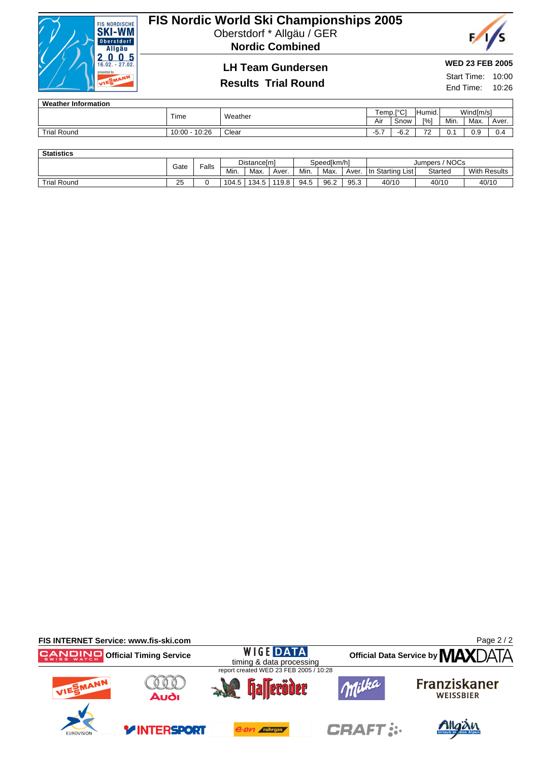# FIS Nordic World Ski Championships 2005

Oberstdorf * Allgäu / GER

**Nordic Combined**

## LH Team Gundersen

## Results Trial Round

**WED 23 FEB 2005**

Start Time: 10:00

End Time: 10:26

| Weather Information | Time | Weather | Temp.[°C] | | Humid. | Wind[m/s] | | |
|---|---|---|---|---|---|---|---|---|
| | | | Air | Snow | [%] | Min. | Max. | Aver. |
| Trial Round | 10:00 - 10:26 | Clear | -5.7 | -6.2 | 72 | 0.1 | 0.9 | 0.4 |

| Statistics | Gate | Falls | Distance[m] | | | Speed[km/h] | | | Jumpers / NOCs | | |
|---|---|---|---|---|---|---|---|---|---|---|---|
| | | | Min. | Max. | Aver. | Min. | Max. | Aver. | In Starting List | Started | With Results |
| Trial Round | 25 | 0 | 104.5 | 134.5 | 119.8 | 94.5 | 96.2 | 95.3 | 40/10 | 40/10 | 40/10 |

FIS INTERNET Service: www.fis-ski.com

Official Timing Service

timing & data processing

report created WED 23 FEB 2005 / 10:28

Official Data Service by MAXDATA